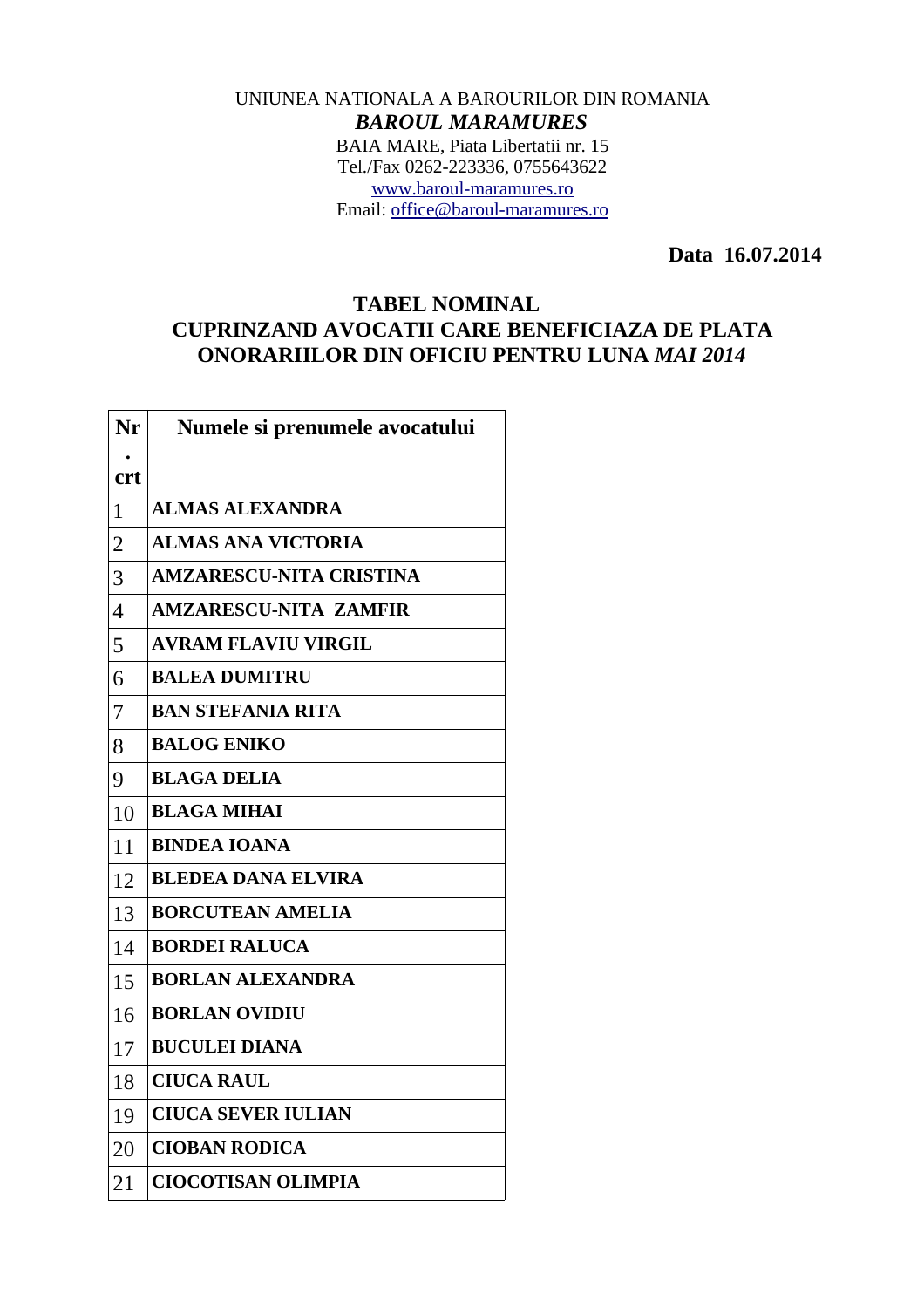UNIUNEA NATIONALA A BAROURILOR DIN ROMANIA

***BAROUL MARAMURES***

BAIA MARE, Piata Libertatii nr. 15
Tel./Fax 0262-223336, 0755643622
www.baroul-maramures.ro
Email: office@baroul-maramures.ro

**Data 16.07.2014**

## TABEL NOMINAL
## CUPRINZAND AVOCATII CARE BENEFICIAZA DE PLATA ONORARIILOR DIN OFICIU PENTRU LUNA *MAI 2014*

| Nr. crt | Numele si prenumele avocatului |
|---|---|
| 1 | **ALMAS ALEXANDRA** |
| 2 | **ALMAS ANA VICTORIA** |
| 3 | **AMZARESCU-NITA CRISTINA** |
| 4 | **AMZARESCU-NITA ZAMFIR** |
| 5 | **AVRAM FLAVIU VIRGIL** |
| 6 | **BALEA DUMITRU** |
| 7 | **BAN STEFANIA RITA** |
| 8 | **BALOG ENIKO** |
| 9 | **BLAGA DELIA** |
| 10 | **BLAGA MIHAI** |
| 11 | **BINDEA IOANA** |
| 12 | **BLEDEA DANA ELVIRA** |
| 13 | **BORCUTEAN AMELIA** |
| 14 | **BORDEI RALUCA** |
| 15 | **BORLAN ALEXANDRA** |
| 16 | **BORLAN OVIDIU** |
| 17 | **BUCULEI DIANA** |
| 18 | **CIUCA RAUL** |
| 19 | **CIUCA SEVER IULIAN** |
| 20 | **CIOBAN RODICA** |
| 21 | **CIOCOTISAN OLIMPIA** |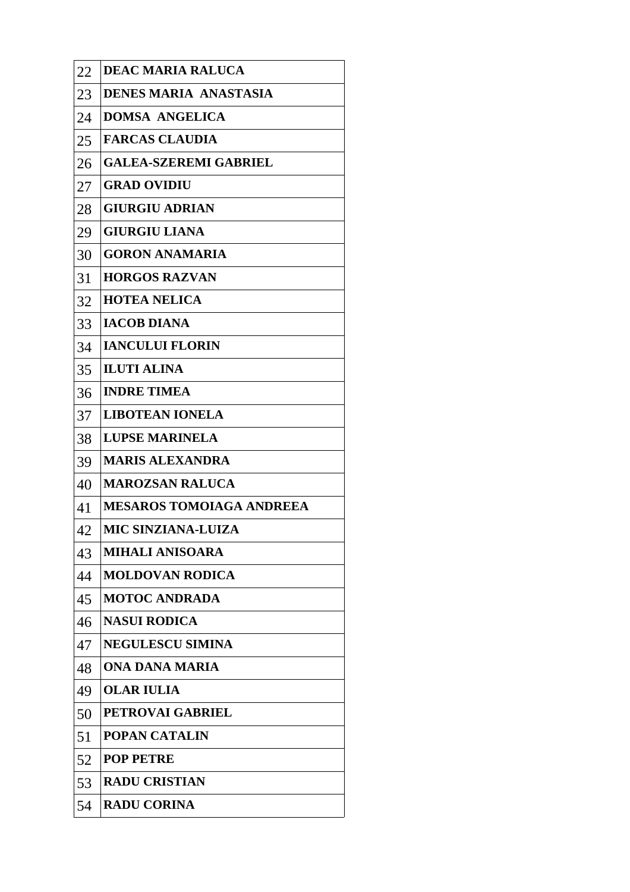| 22 | **DEAC MARIA RALUCA** |
|---|---|
| 23 | **DENES MARIA  ANASTASIA** |
| 24 | **DOMSA  ANGELICA** |
| 25 | **FARCAS CLAUDIA** |
| 26 | **GALEA-SZEREMI GABRIEL** |
| 27 | **GRAD OVIDIU** |
| 28 | **GIURGIU ADRIAN** |
| 29 | **GIURGIU LIANA** |
| 30 | **GORON ANAMARIA** |
| 31 | **HORGOS RAZVAN** |
| 32 | **HOTEA NELICA** |
| 33 | **IACOB DIANA** |
| 34 | **IANCULUI FLORIN** |
| 35 | **ILUTI ALINA** |
| 36 | **INDRE TIMEA** |
| 37 | **LIBOTEAN IONELA** |
| 38 | **LUPSE MARINELA** |
| 39 | **MARIS ALEXANDRA** |
| 40 | **MAROZSAN RALUCA** |
| 41 | **MESAROS TOMOIAGA ANDREEA** |
| 42 | **MIC SINZIANA-LUIZA** |
| 43 | **MIHALI ANISOARA** |
| 44 | **MOLDOVAN RODICA** |
| 45 | **MOTOC ANDRADA** |
| 46 | **NASUI RODICA** |
| 47 | **NEGULESCU SIMINA** |
| 48 | **ONA DANA MARIA** |
| 49 | **OLAR IULIA** |
| 50 | **PETROVAI GABRIEL** |
| 51 | **POPAN CATALIN** |
| 52 | **POP PETRE** |
| 53 | **RADU CRISTIAN** |
| 54 | **RADU CORINA** |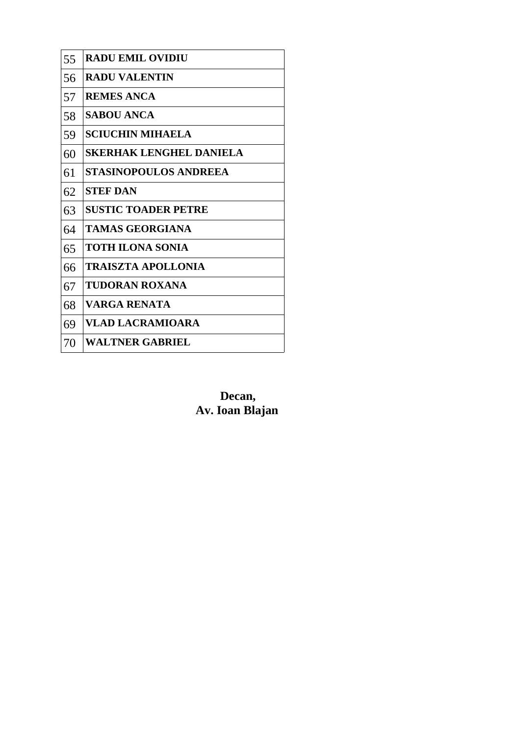| | |
|---|---|
| 55 | **RADU EMIL OVIDIU** |
| 56 | **RADU VALENTIN** |
| 57 | **REMES ANCA** |
| 58 | **SABOU ANCA** |
| 59 | **SCIUCHIN MIHAELA** |
| 60 | **SKERHAK LENGHEL DANIELA** |
| 61 | **STASINOPOULOS ANDREEA** |
| 62 | **STEF DAN** |
| 63 | **SUSTIC TOADER PETRE** |
| 64 | **TAMAS GEORGIANA** |
| 65 | **TOTH ILONA SONIA** |
| 66 | **TRAISZTA APOLLONIA** |
| 67 | **TUDORAN ROXANA** |
| 68 | **VARGA RENATA** |
| 69 | **VLAD LACRAMIOARA** |
| 70 | **WALTNER GABRIEL** |

**Decan,**
**Av. Ioan Blajan**